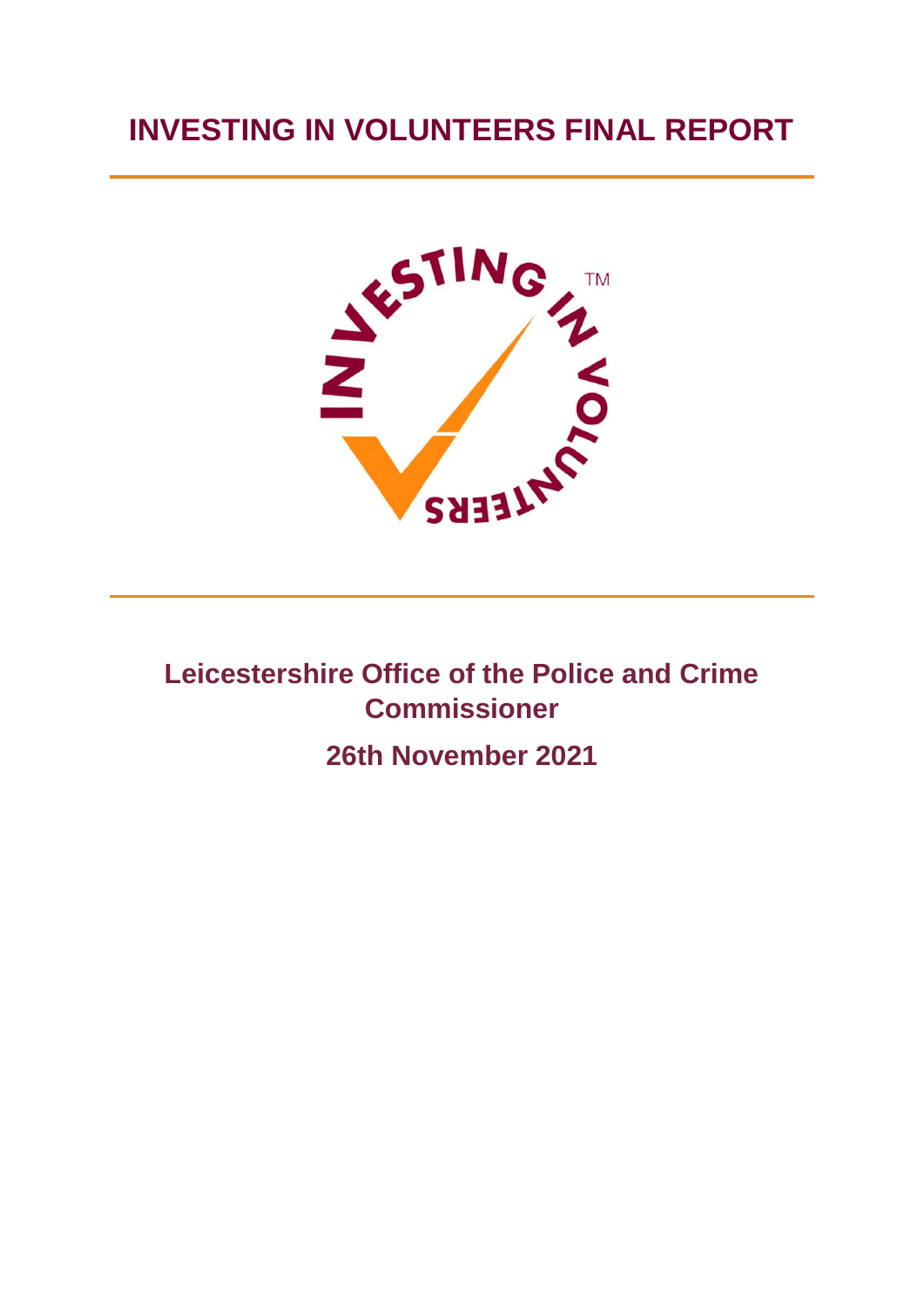# INVESTING IN VOLUNTEERS FINAL REPORT

## Leicestershire Office of the Police and Crime Commissioner

## 26th November 2021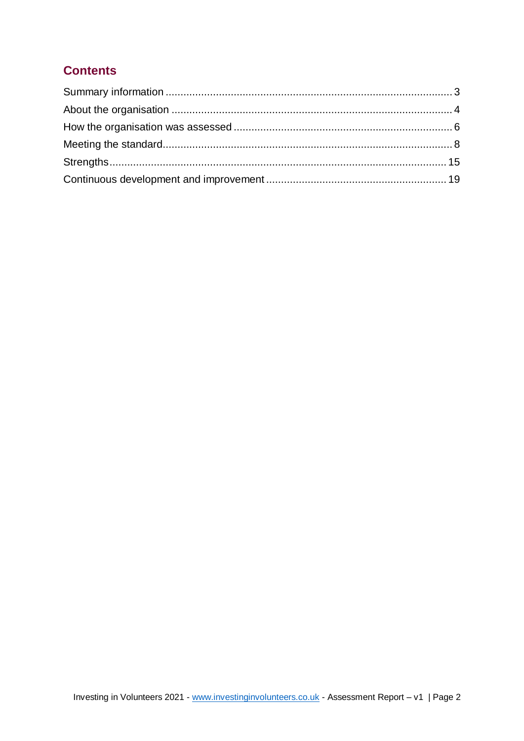## Contents

Summary information ................................................................................................ 3
About the organisation .............................................................................................. 4
How the organisation was assessed ......................................................................... 6
Meeting the standard................................................................................................. 8
Strengths.................................................................................................................. 15
Continuous development and improvement ............................................................ 19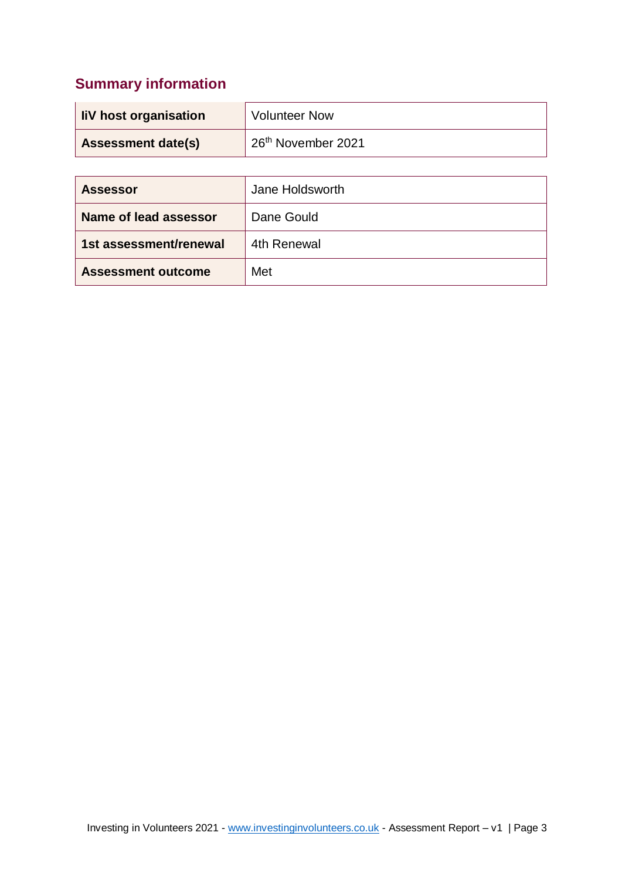## Summary information

| IiV host organisation | Volunteer Now |
|---|---|
| Assessment date(s) | 26th November 2021 |

| Assessor | Jane Holdsworth |
|---|---|
| Name of lead assessor | Dane Gould |
| 1st assessment/renewal | 4th Renewal |
| Assessment outcome | Met |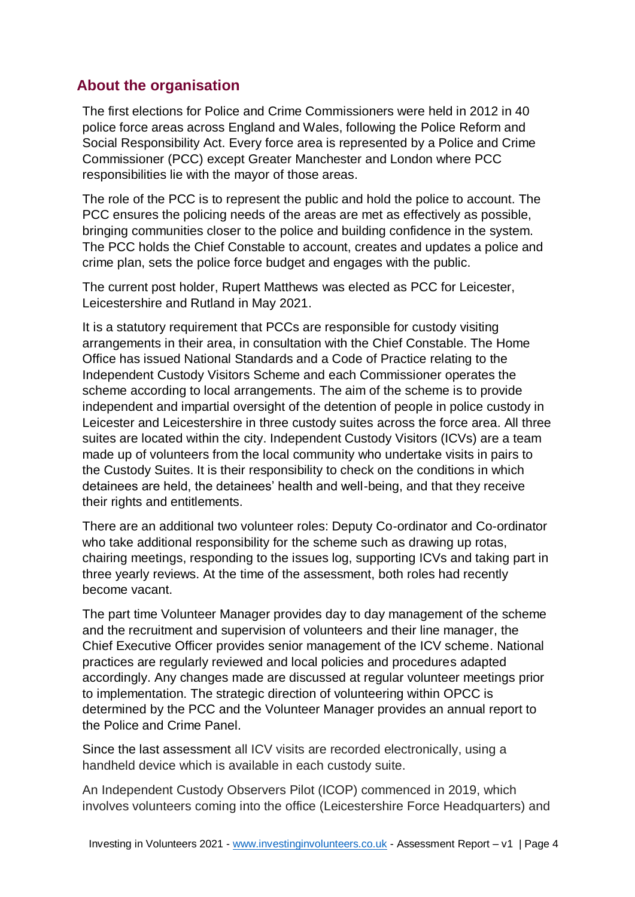## About the organisation

The first elections for Police and Crime Commissioners were held in 2012 in 40 police force areas across England and Wales, following the Police Reform and Social Responsibility Act. Every force area is represented by a Police and Crime Commissioner (PCC) except Greater Manchester and London where PCC responsibilities lie with the mayor of those areas.

The role of the PCC is to represent the public and hold the police to account. The PCC ensures the policing needs of the areas are met as effectively as possible, bringing communities closer to the police and building confidence in the system. The PCC holds the Chief Constable to account, creates and updates a police and crime plan, sets the police force budget and engages with the public.

The current post holder, Rupert Matthews was elected as PCC for Leicester, Leicestershire and Rutland in May 2021.

It is a statutory requirement that PCCs are responsible for custody visiting arrangements in their area, in consultation with the Chief Constable. The Home Office has issued National Standards and a Code of Practice relating to the Independent Custody Visitors Scheme and each Commissioner operates the scheme according to local arrangements. The aim of the scheme is to provide independent and impartial oversight of the detention of people in police custody in Leicester and Leicestershire in three custody suites across the force area. All three suites are located within the city. Independent Custody Visitors (ICVs) are a team made up of volunteers from the local community who undertake visits in pairs to the Custody Suites. It is their responsibility to check on the conditions in which detainees are held, the detainees' health and well-being, and that they receive their rights and entitlements.

There are an additional two volunteer roles: Deputy Co-ordinator and Co-ordinator who take additional responsibility for the scheme such as drawing up rotas, chairing meetings, responding to the issues log, supporting ICVs and taking part in three yearly reviews. At the time of the assessment, both roles had recently become vacant.

The part time Volunteer Manager provides day to day management of the scheme and the recruitment and supervision of volunteers and their line manager, the Chief Executive Officer provides senior management of the ICV scheme. National practices are regularly reviewed and local policies and procedures adapted accordingly. Any changes made are discussed at regular volunteer meetings prior to implementation. The strategic direction of volunteering within OPCC is determined by the PCC and the Volunteer Manager provides an annual report to the Police and Crime Panel.

Since the last assessment all ICV visits are recorded electronically, using a handheld device which is available in each custody suite.

An Independent Custody Observers Pilot (ICOP) commenced in 2019, which involves volunteers coming into the office (Leicestershire Force Headquarters) and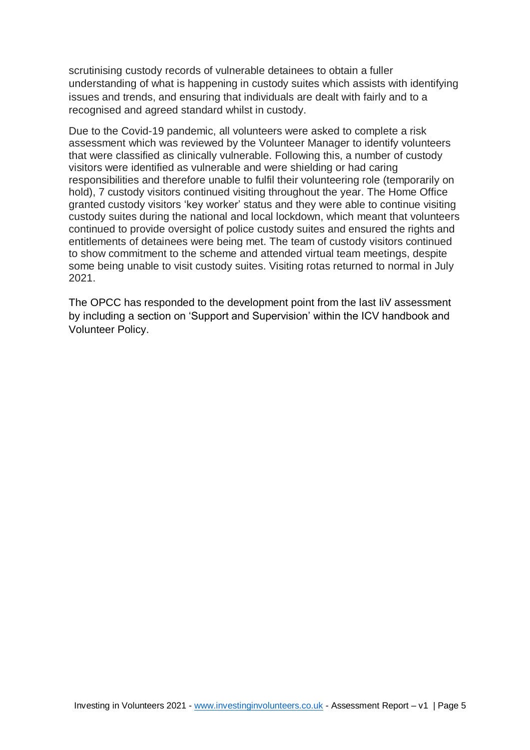scrutinising custody records of vulnerable detainees to obtain a fuller understanding of what is happening in custody suites which assists with identifying issues and trends, and ensuring that individuals are dealt with fairly and to a recognised and agreed standard whilst in custody.

Due to the Covid-19 pandemic, all volunteers were asked to complete a risk assessment which was reviewed by the Volunteer Manager to identify volunteers that were classified as clinically vulnerable. Following this, a number of custody visitors were identified as vulnerable and were shielding or had caring responsibilities and therefore unable to fulfil their volunteering role (temporarily on hold), 7 custody visitors continued visiting throughout the year. The Home Office granted custody visitors 'key worker' status and they were able to continue visiting custody suites during the national and local lockdown, which meant that volunteers continued to provide oversight of police custody suites and ensured the rights and entitlements of detainees were being met. The team of custody visitors continued to show commitment to the scheme and attended virtual team meetings, despite some being unable to visit custody suites. Visiting rotas returned to normal in July 2021.

The OPCC has responded to the development point from the last IiV assessment by including a section on 'Support and Supervision' within the ICV handbook and Volunteer Policy.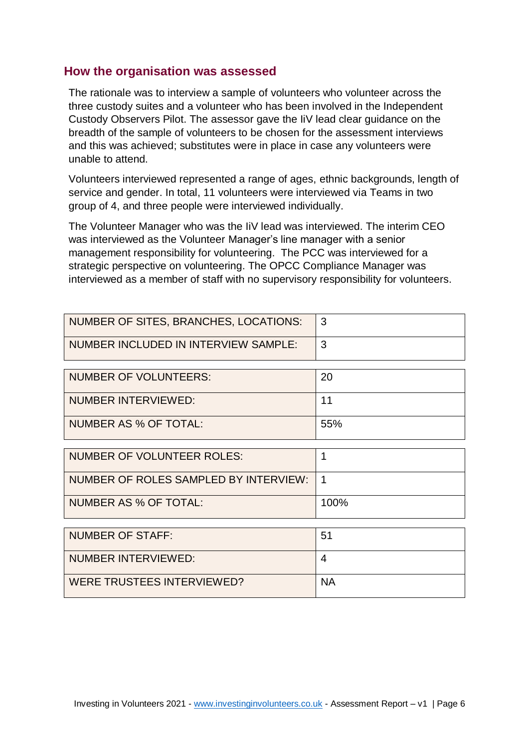## How the organisation was assessed

The rationale was to interview a sample of volunteers who volunteer across the three custody suites and a volunteer who has been involved in the Independent Custody Observers Pilot. The assessor gave the IiV lead clear guidance on the breadth of the sample of volunteers to be chosen for the assessment interviews and this was achieved; substitutes were in place in case any volunteers were unable to attend.

Volunteers interviewed represented a range of ages, ethnic backgrounds, length of service and gender. In total, 11 volunteers were interviewed via Teams in two group of 4, and three people were interviewed individually.

The Volunteer Manager who was the IiV lead was interviewed. The interim CEO was interviewed as the Volunteer Manager's line manager with a senior management responsibility for volunteering. The PCC was interviewed for a strategic perspective on volunteering. The OPCC Compliance Manager was interviewed as a member of staff with no supervisory responsibility for volunteers.

| | |
|---|---|
| NUMBER OF SITES, BRANCHES, LOCATIONS: | 3 |
| NUMBER INCLUDED IN INTERVIEW SAMPLE: | 3 |

| | |
|---|---|
| NUMBER OF VOLUNTEERS: | 20 |
| NUMBER INTERVIEWED: | 11 |
| NUMBER AS % OF TOTAL: | 55% |

| | |
|---|---|
| NUMBER OF VOLUNTEER ROLES: | 1 |
| NUMBER OF ROLES SAMPLED BY INTERVIEW: | 1 |
| NUMBER AS % OF TOTAL: | 100% |

| | |
|---|---|
| NUMBER OF STAFF: | 51 |
| NUMBER INTERVIEWED: | 4 |
| WERE TRUSTEES INTERVIEWED? | NA |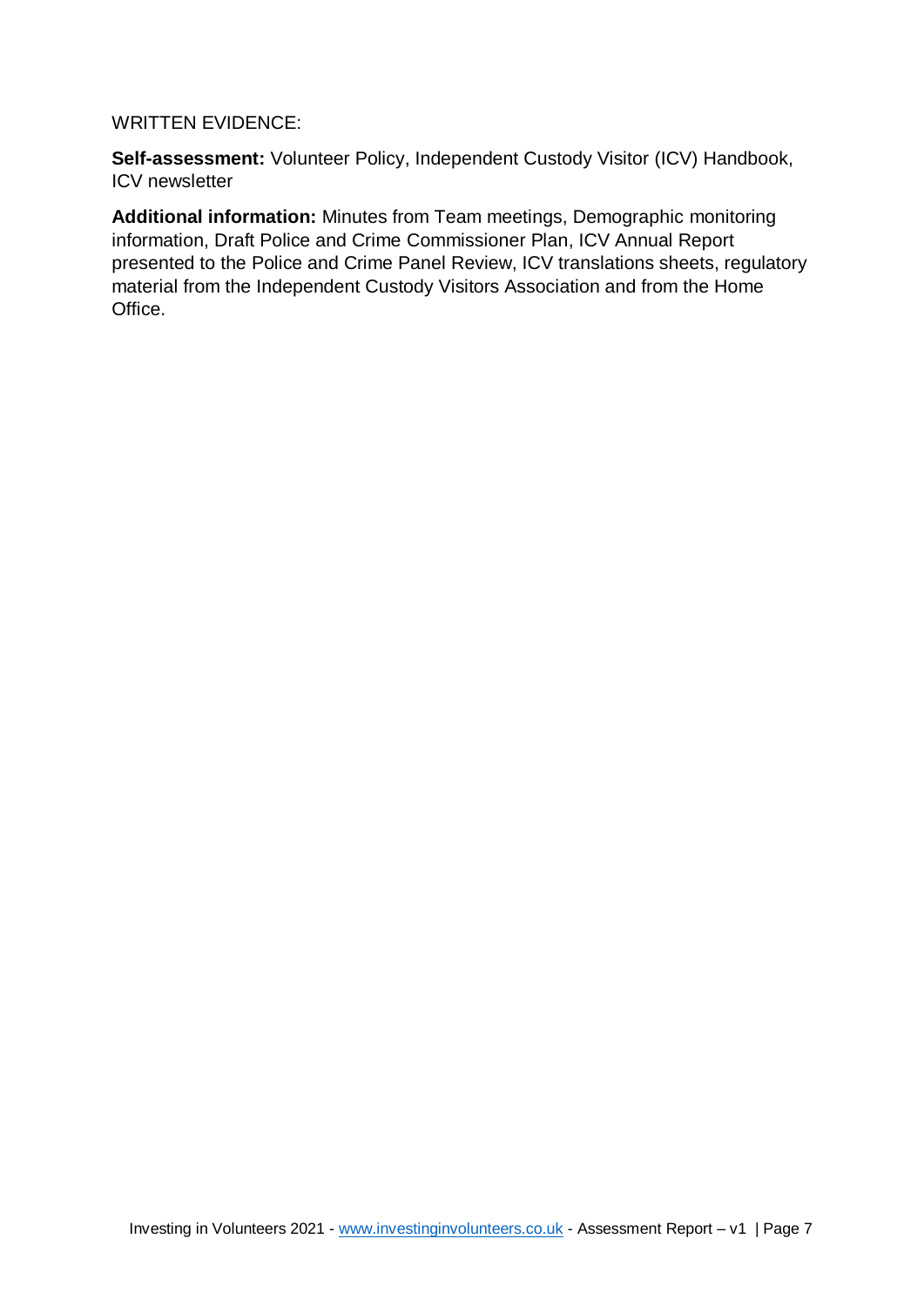WRITTEN EVIDENCE:

**Self-assessment:** Volunteer Policy, Independent Custody Visitor (ICV) Handbook, ICV newsletter

**Additional information:** Minutes from Team meetings, Demographic monitoring information, Draft Police and Crime Commissioner Plan, ICV Annual Report presented to the Police and Crime Panel Review, ICV translations sheets, regulatory material from the Independent Custody Visitors Association and from the Home Office.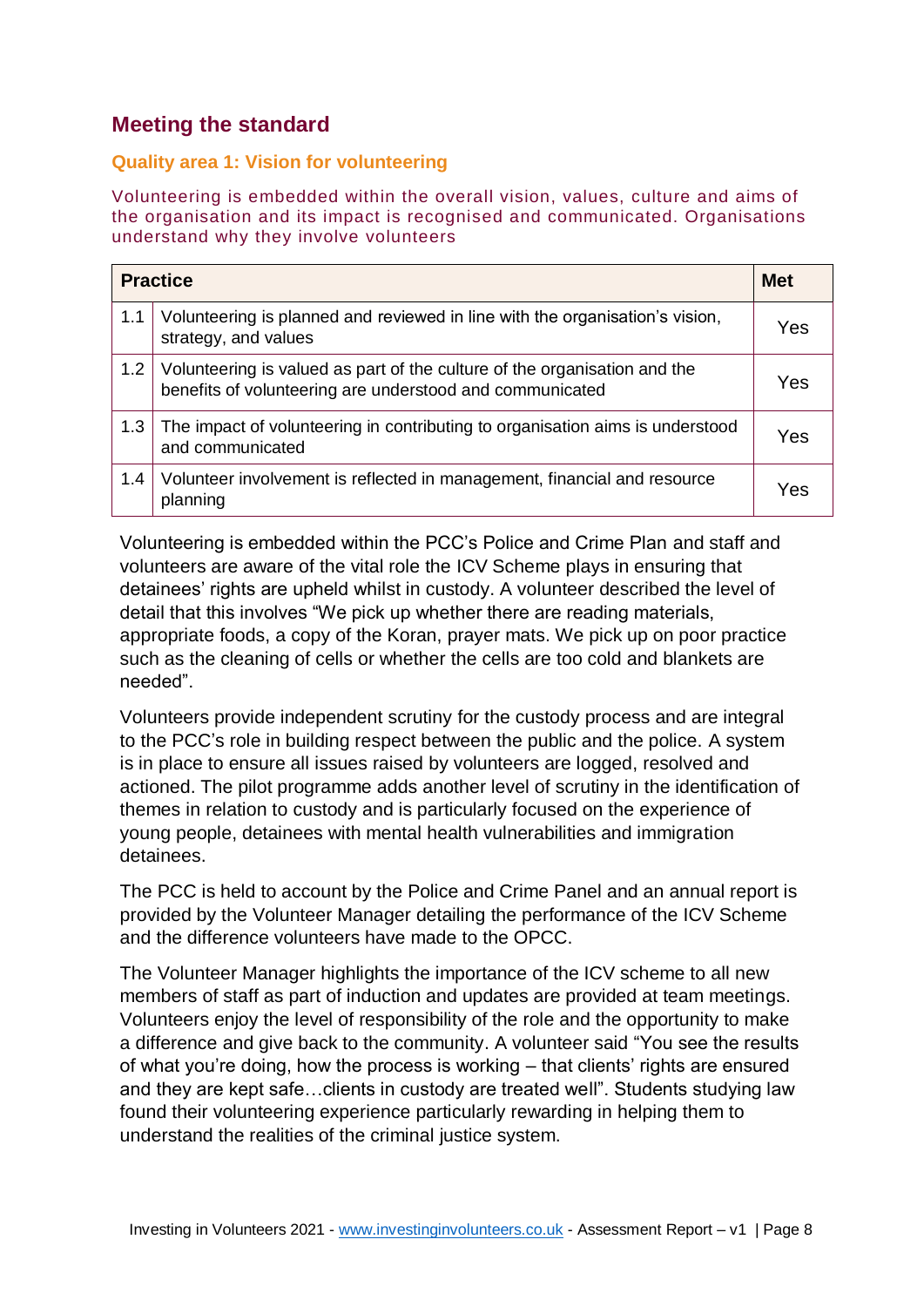## Meeting the standard

### Quality area 1: Vision for volunteering

Volunteering is embedded within the overall vision, values, culture and aims of the organisation and its impact is recognised and communicated. Organisations understand why they involve volunteers

| | Practice | Met |
|---|---|---|
| 1.1 | Volunteering is planned and reviewed in line with the organisation's vision, strategy, and values | Yes |
| 1.2 | Volunteering is valued as part of the culture of the organisation and the benefits of volunteering are understood and communicated | Yes |
| 1.3 | The impact of volunteering in contributing to organisation aims is understood and communicated | Yes |
| 1.4 | Volunteer involvement is reflected in management, financial and resource planning | Yes |

Volunteering is embedded within the PCC's Police and Crime Plan and staff and volunteers are aware of the vital role the ICV Scheme plays in ensuring that detainees' rights are upheld whilst in custody. A volunteer described the level of detail that this involves "We pick up whether there are reading materials, appropriate foods, a copy of the Koran, prayer mats. We pick up on poor practice such as the cleaning of cells or whether the cells are too cold and blankets are needed".

Volunteers provide independent scrutiny for the custody process and are integral to the PCC's role in building respect between the public and the police. A system is in place to ensure all issues raised by volunteers are logged, resolved and actioned. The pilot programme adds another level of scrutiny in the identification of themes in relation to custody and is particularly focused on the experience of young people, detainees with mental health vulnerabilities and immigration detainees.

The PCC is held to account by the Police and Crime Panel and an annual report is provided by the Volunteer Manager detailing the performance of the ICV Scheme and the difference volunteers have made to the OPCC.

The Volunteer Manager highlights the importance of the ICV scheme to all new members of staff as part of induction and updates are provided at team meetings. Volunteers enjoy the level of responsibility of the role and the opportunity to make a difference and give back to the community. A volunteer said "You see the results of what you're doing, how the process is working – that clients' rights are ensured and they are kept safe…clients in custody are treated well". Students studying law found their volunteering experience particularly rewarding in helping them to understand the realities of the criminal justice system.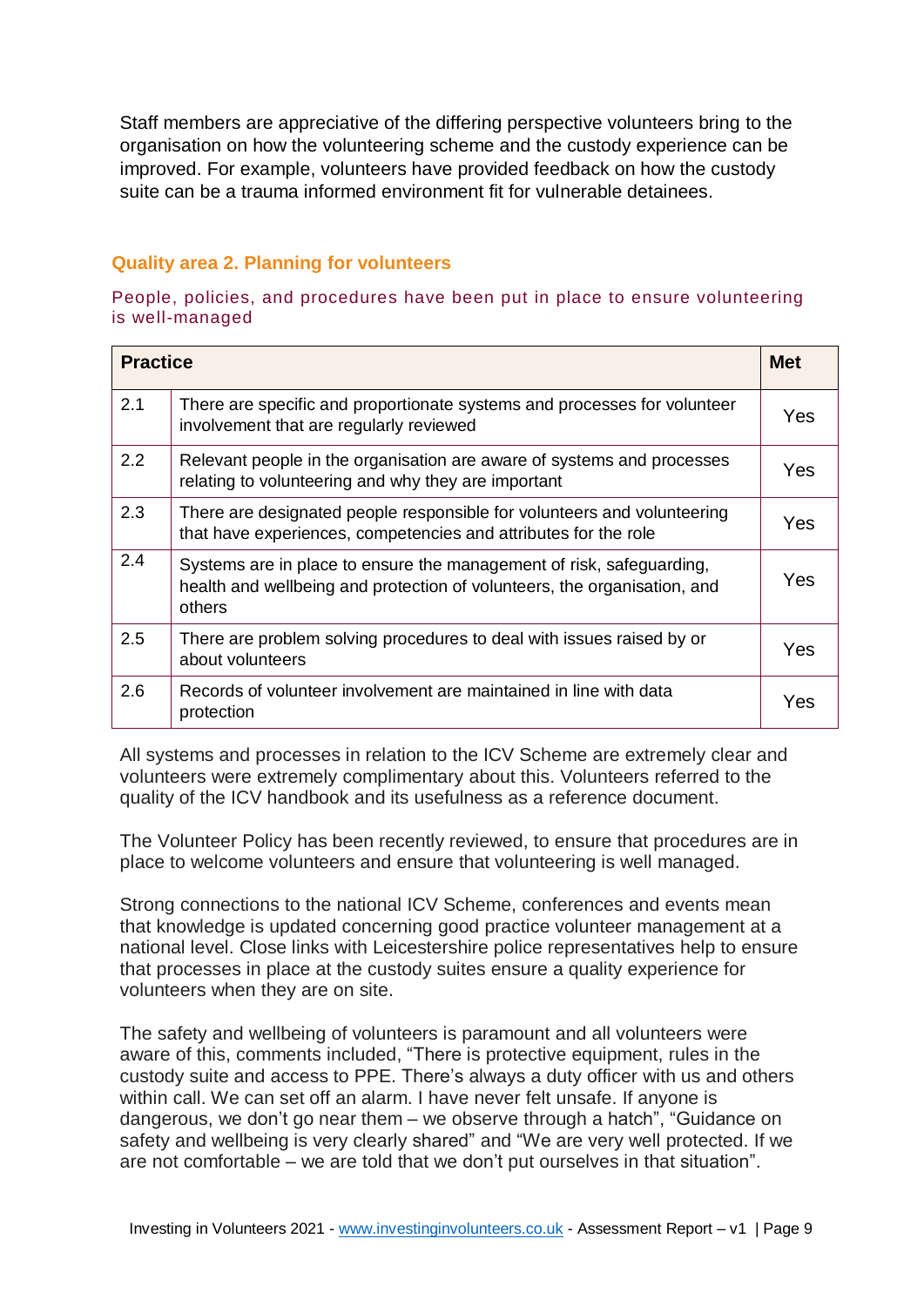Staff members are appreciative of the differing perspective volunteers bring to the organisation on how the volunteering scheme and the custody experience can be improved. For example, volunteers have provided feedback on how the custody suite can be a trauma informed environment fit for vulnerable detainees.

## Quality area 2. Planning for volunteers

People, policies, and procedures have been put in place to ensure volunteering is well-managed

| Practice | | Met |
|---|---|---|
| 2.1 | There are specific and proportionate systems and processes for volunteer involvement that are regularly reviewed | Yes |
| 2.2 | Relevant people in the organisation are aware of systems and processes relating to volunteering and why they are important | Yes |
| 2.3 | There are designated people responsible for volunteers and volunteering that have experiences, competencies and attributes for the role | Yes |
| 2.4 | Systems are in place to ensure the management of risk, safeguarding, health and wellbeing and protection of volunteers, the organisation, and others | Yes |
| 2.5 | There are problem solving procedures to deal with issues raised by or about volunteers | Yes |
| 2.6 | Records of volunteer involvement are maintained in line with data protection | Yes |

All systems and processes in relation to the ICV Scheme are extremely clear and volunteers were extremely complimentary about this. Volunteers referred to the quality of the ICV handbook and its usefulness as a reference document.

The Volunteer Policy has been recently reviewed, to ensure that procedures are in place to welcome volunteers and ensure that volunteering is well managed.

Strong connections to the national ICV Scheme, conferences and events mean that knowledge is updated concerning good practice volunteer management at a national level. Close links with Leicestershire police representatives help to ensure that processes in place at the custody suites ensure a quality experience for volunteers when they are on site.

The safety and wellbeing of volunteers is paramount and all volunteers were aware of this, comments included, "There is protective equipment, rules in the custody suite and access to PPE. There's always a duty officer with us and others within call. We can set off an alarm. I have never felt unsafe. If anyone is dangerous, we don't go near them – we observe through a hatch", "Guidance on safety and wellbeing is very clearly shared" and "We are very well protected. If we are not comfortable – we are told that we don't put ourselves in that situation".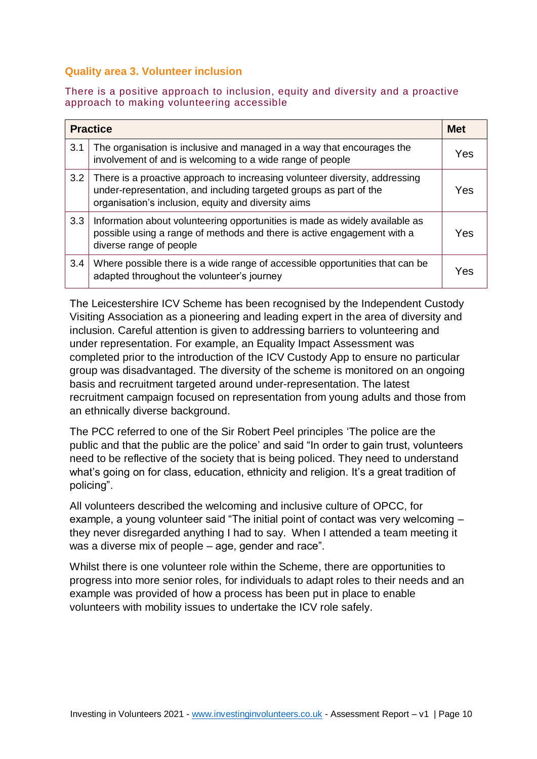### Quality area 3. Volunteer inclusion

There is a positive approach to inclusion, equity and diversity and a proactive approach to making volunteering accessible

| | Practice | Met |
|---|---|---|
| 3.1 | The organisation is inclusive and managed in a way that encourages the involvement of and is welcoming to a wide range of people | Yes |
| 3.2 | There is a proactive approach to increasing volunteer diversity, addressing under-representation, and including targeted groups as part of the organisation's inclusion, equity and diversity aims | Yes |
| 3.3 | Information about volunteering opportunities is made as widely available as possible using a range of methods and there is active engagement with a diverse range of people | Yes |
| 3.4 | Where possible there is a wide range of accessible opportunities that can be adapted throughout the volunteer's journey | Yes |

The Leicestershire ICV Scheme has been recognised by the Independent Custody Visiting Association as a pioneering and leading expert in the area of diversity and inclusion. Careful attention is given to addressing barriers to volunteering and under representation. For example, an Equality Impact Assessment was completed prior to the introduction of the ICV Custody App to ensure no particular group was disadvantaged. The diversity of the scheme is monitored on an ongoing basis and recruitment targeted around under-representation. The latest recruitment campaign focused on representation from young adults and those from an ethnically diverse background.

The PCC referred to one of the Sir Robert Peel principles 'The police are the public and that the public are the police' and said "In order to gain trust, volunteers need to be reflective of the society that is being policed. They need to understand what's going on for class, education, ethnicity and religion. It's a great tradition of policing".

All volunteers described the welcoming and inclusive culture of OPCC, for example, a young volunteer said "The initial point of contact was very welcoming – they never disregarded anything I had to say. When I attended a team meeting it was a diverse mix of people – age, gender and race".

Whilst there is one volunteer role within the Scheme, there are opportunities to progress into more senior roles, for individuals to adapt roles to their needs and an example was provided of how a process has been put in place to enable volunteers with mobility issues to undertake the ICV role safely.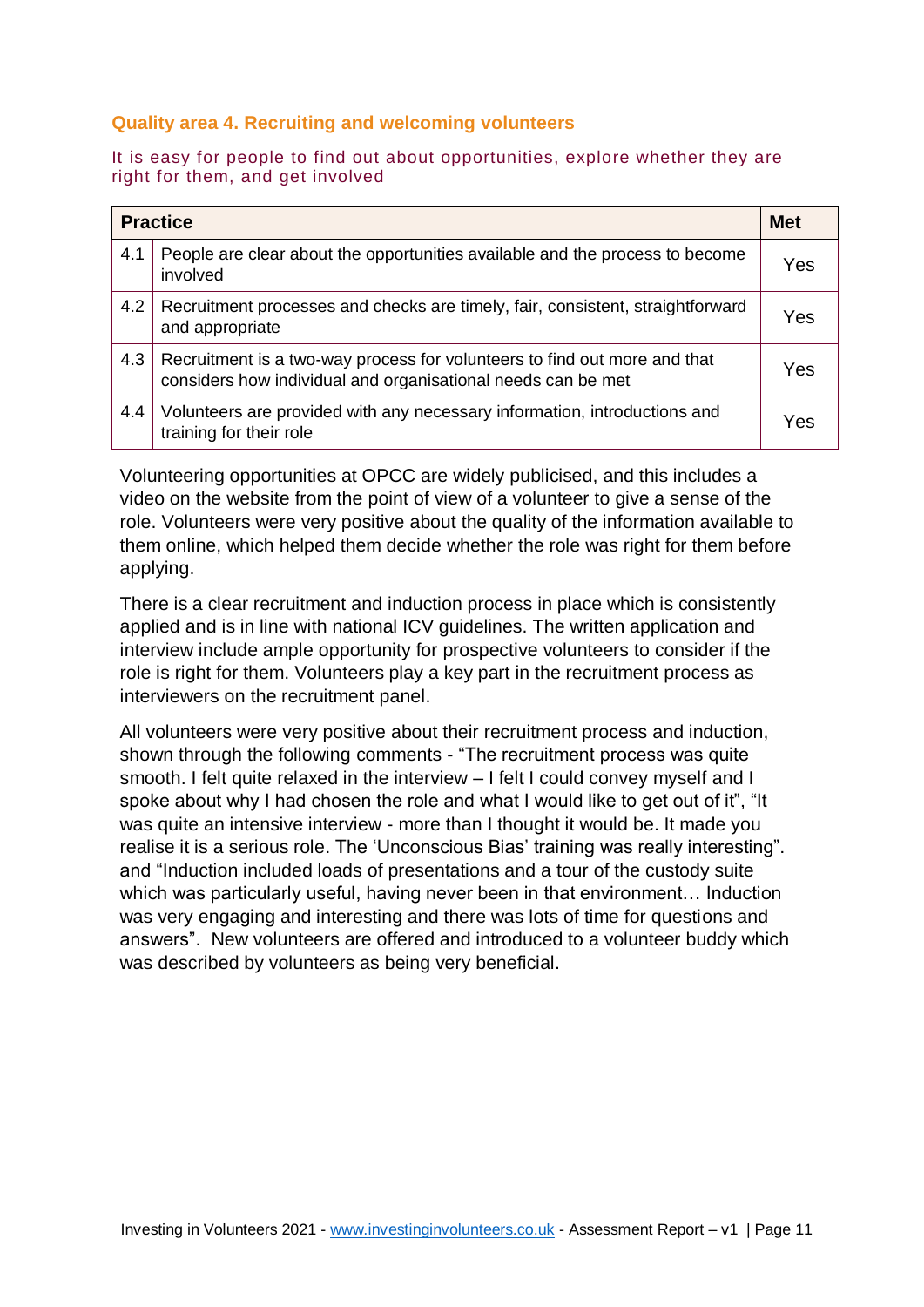### Quality area 4. Recruiting and welcoming volunteers

It is easy for people to find out about opportunities, explore whether they are right for them, and get involved

| | Practice | Met |
|---|---|---|
| 4.1 | People are clear about the opportunities available and the process to become involved | Yes |
| 4.2 | Recruitment processes and checks are timely, fair, consistent, straightforward and appropriate | Yes |
| 4.3 | Recruitment is a two-way process for volunteers to find out more and that considers how individual and organisational needs can be met | Yes |
| 4.4 | Volunteers are provided with any necessary information, introductions and training for their role | Yes |

Volunteering opportunities at OPCC are widely publicised, and this includes a video on the website from the point of view of a volunteer to give a sense of the role. Volunteers were very positive about the quality of the information available to them online, which helped them decide whether the role was right for them before applying.

There is a clear recruitment and induction process in place which is consistently applied and is in line with national ICV guidelines. The written application and interview include ample opportunity for prospective volunteers to consider if the role is right for them. Volunteers play a key part in the recruitment process as interviewers on the recruitment panel.

All volunteers were very positive about their recruitment process and induction, shown through the following comments - "The recruitment process was quite smooth. I felt quite relaxed in the interview – I felt I could convey myself and I spoke about why I had chosen the role and what I would like to get out of it", "It was quite an intensive interview - more than I thought it would be. It made you realise it is a serious role. The 'Unconscious Bias' training was really interesting". and "Induction included loads of presentations and a tour of the custody suite which was particularly useful, having never been in that environment… Induction was very engaging and interesting and there was lots of time for questions and answers". New volunteers are offered and introduced to a volunteer buddy which was described by volunteers as being very beneficial.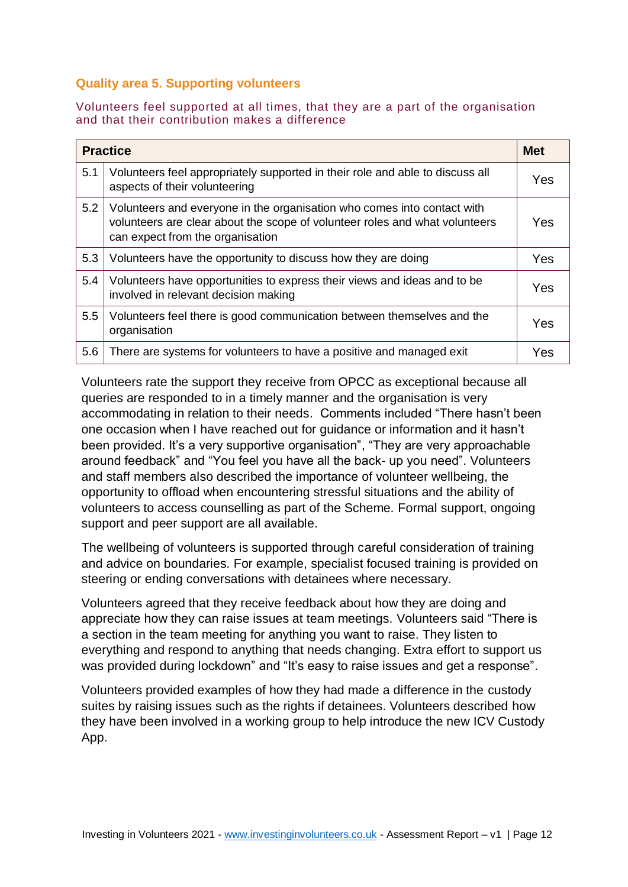### Quality area 5. Supporting volunteers

Volunteers feel supported at all times, that they are a part of the organisation and that their contribution makes a difference

| | Practice | Met |
|---|---|---|
| 5.1 | Volunteers feel appropriately supported in their role and able to discuss all aspects of their volunteering | Yes |
| 5.2 | Volunteers and everyone in the organisation who comes into contact with volunteers are clear about the scope of volunteer roles and what volunteers can expect from the organisation | Yes |
| 5.3 | Volunteers have the opportunity to discuss how they are doing | Yes |
| 5.4 | Volunteers have opportunities to express their views and ideas and to be involved in relevant decision making | Yes |
| 5.5 | Volunteers feel there is good communication between themselves and the organisation | Yes |
| 5.6 | There are systems for volunteers to have a positive and managed exit | Yes |

Volunteers rate the support they receive from OPCC as exceptional because all queries are responded to in a timely manner and the organisation is very accommodating in relation to their needs. Comments included "There hasn't been one occasion when I have reached out for guidance or information and it hasn't been provided. It's a very supportive organisation", "They are very approachable around feedback" and "You feel you have all the back- up you need". Volunteers and staff members also described the importance of volunteer wellbeing, the opportunity to offload when encountering stressful situations and the ability of volunteers to access counselling as part of the Scheme. Formal support, ongoing support and peer support are all available.

The wellbeing of volunteers is supported through careful consideration of training and advice on boundaries. For example, specialist focused training is provided on steering or ending conversations with detainees where necessary.

Volunteers agreed that they receive feedback about how they are doing and appreciate how they can raise issues at team meetings. Volunteers said "There is a section in the team meeting for anything you want to raise. They listen to everything and respond to anything that needs changing. Extra effort to support us was provided during lockdown" and "It's easy to raise issues and get a response".

Volunteers provided examples of how they had made a difference in the custody suites by raising issues such as the rights if detainees. Volunteers described how they have been involved in a working group to help introduce the new ICV Custody App.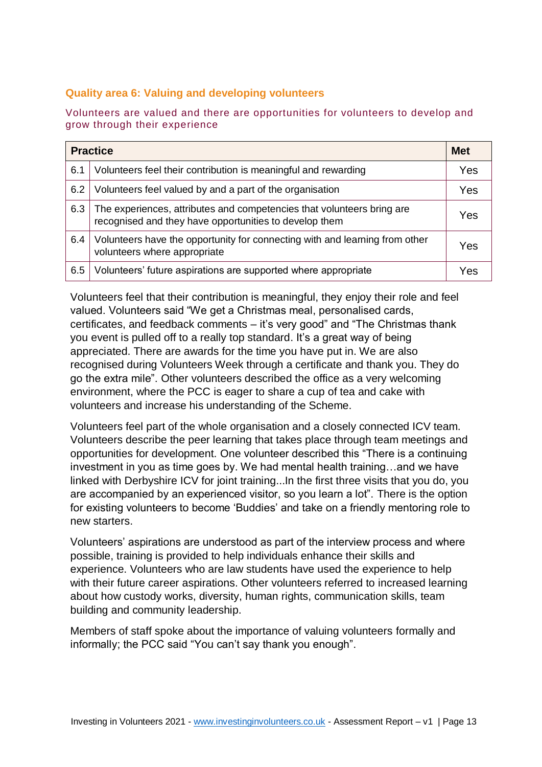### Quality area 6: Valuing and developing volunteers

Volunteers are valued and there are opportunities for volunteers to develop and grow through their experience

| Practice | | Met |
|---|---|---|
| 6.1 | Volunteers feel their contribution is meaningful and rewarding | Yes |
| 6.2 | Volunteers feel valued by and a part of the organisation | Yes |
| 6.3 | The experiences, attributes and competencies that volunteers bring are recognised and they have opportunities to develop them | Yes |
| 6.4 | Volunteers have the opportunity for connecting with and learning from other volunteers where appropriate | Yes |
| 6.5 | Volunteers' future aspirations are supported where appropriate | Yes |

Volunteers feel that their contribution is meaningful, they enjoy their role and feel valued. Volunteers said "We get a Christmas meal, personalised cards, certificates, and feedback comments – it's very good" and "The Christmas thank you event is pulled off to a really top standard. It's a great way of being appreciated. There are awards for the time you have put in. We are also recognised during Volunteers Week through a certificate and thank you. They do go the extra mile". Other volunteers described the office as a very welcoming environment, where the PCC is eager to share a cup of tea and cake with volunteers and increase his understanding of the Scheme.

Volunteers feel part of the whole organisation and a closely connected ICV team. Volunteers describe the peer learning that takes place through team meetings and opportunities for development. One volunteer described this "There is a continuing investment in you as time goes by. We had mental health training…and we have linked with Derbyshire ICV for joint training...In the first three visits that you do, you are accompanied by an experienced visitor, so you learn a lot". There is the option for existing volunteers to become 'Buddies' and take on a friendly mentoring role to new starters.

Volunteers' aspirations are understood as part of the interview process and where possible, training is provided to help individuals enhance their skills and experience. Volunteers who are law students have used the experience to help with their future career aspirations. Other volunteers referred to increased learning about how custody works, diversity, human rights, communication skills, team building and community leadership.

Members of staff spoke about the importance of valuing volunteers formally and informally; the PCC said "You can't say thank you enough".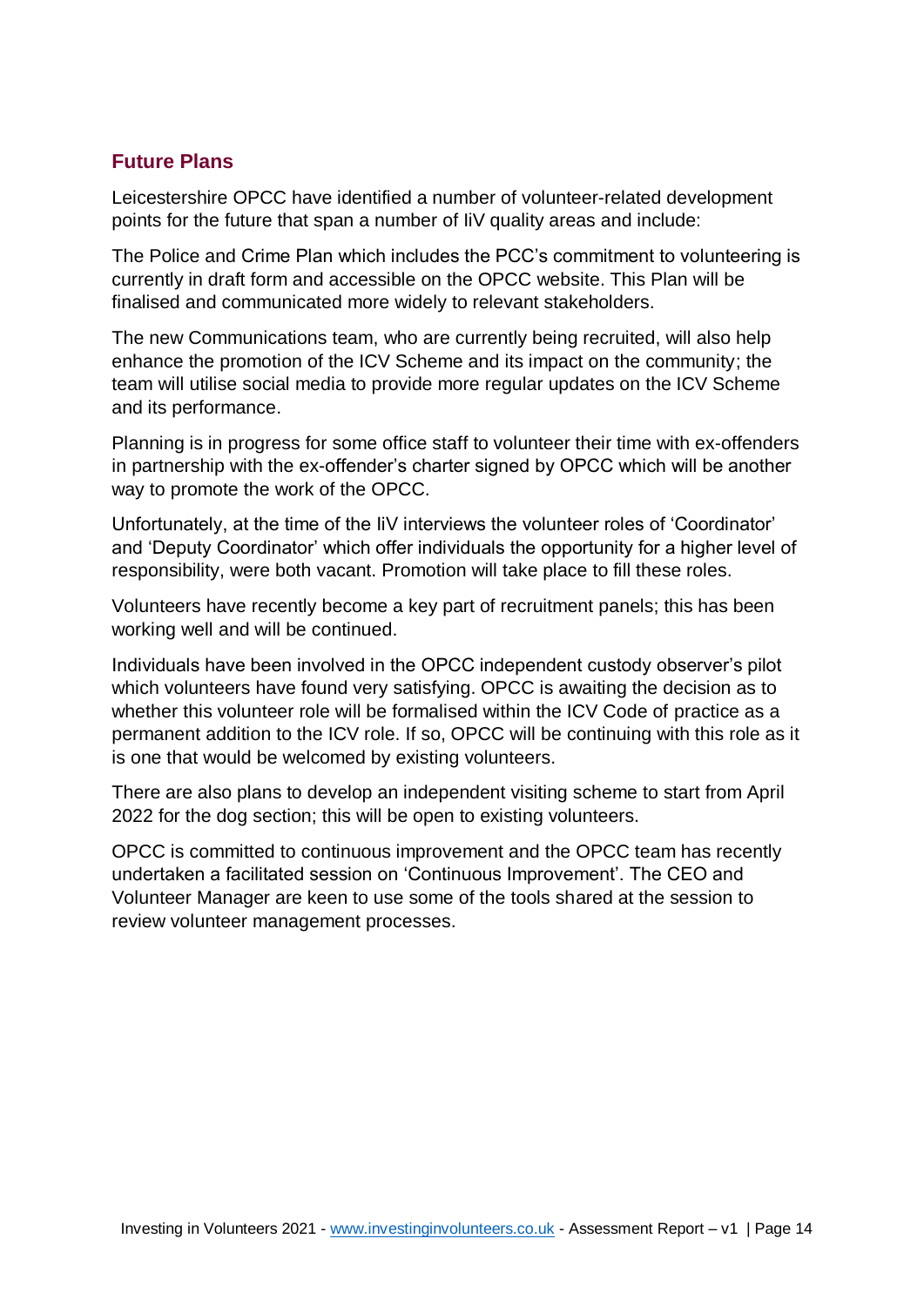## Future Plans

Leicestershire OPCC have identified a number of volunteer-related development points for the future that span a number of IiV quality areas and include:

The Police and Crime Plan which includes the PCC's commitment to volunteering is currently in draft form and accessible on the OPCC website. This Plan will be finalised and communicated more widely to relevant stakeholders.

The new Communications team, who are currently being recruited, will also help enhance the promotion of the ICV Scheme and its impact on the community; the team will utilise social media to provide more regular updates on the ICV Scheme and its performance.

Planning is in progress for some office staff to volunteer their time with ex-offenders in partnership with the ex-offender's charter signed by OPCC which will be another way to promote the work of the OPCC.

Unfortunately, at the time of the IiV interviews the volunteer roles of 'Coordinator' and 'Deputy Coordinator' which offer individuals the opportunity for a higher level of responsibility, were both vacant. Promotion will take place to fill these roles.

Volunteers have recently become a key part of recruitment panels; this has been working well and will be continued.

Individuals have been involved in the OPCC independent custody observer's pilot which volunteers have found very satisfying. OPCC is awaiting the decision as to whether this volunteer role will be formalised within the ICV Code of practice as a permanent addition to the ICV role. If so, OPCC will be continuing with this role as it is one that would be welcomed by existing volunteers.

There are also plans to develop an independent visiting scheme to start from April 2022 for the dog section; this will be open to existing volunteers.

OPCC is committed to continuous improvement and the OPCC team has recently undertaken a facilitated session on 'Continuous Improvement'. The CEO and Volunteer Manager are keen to use some of the tools shared at the session to review volunteer management processes.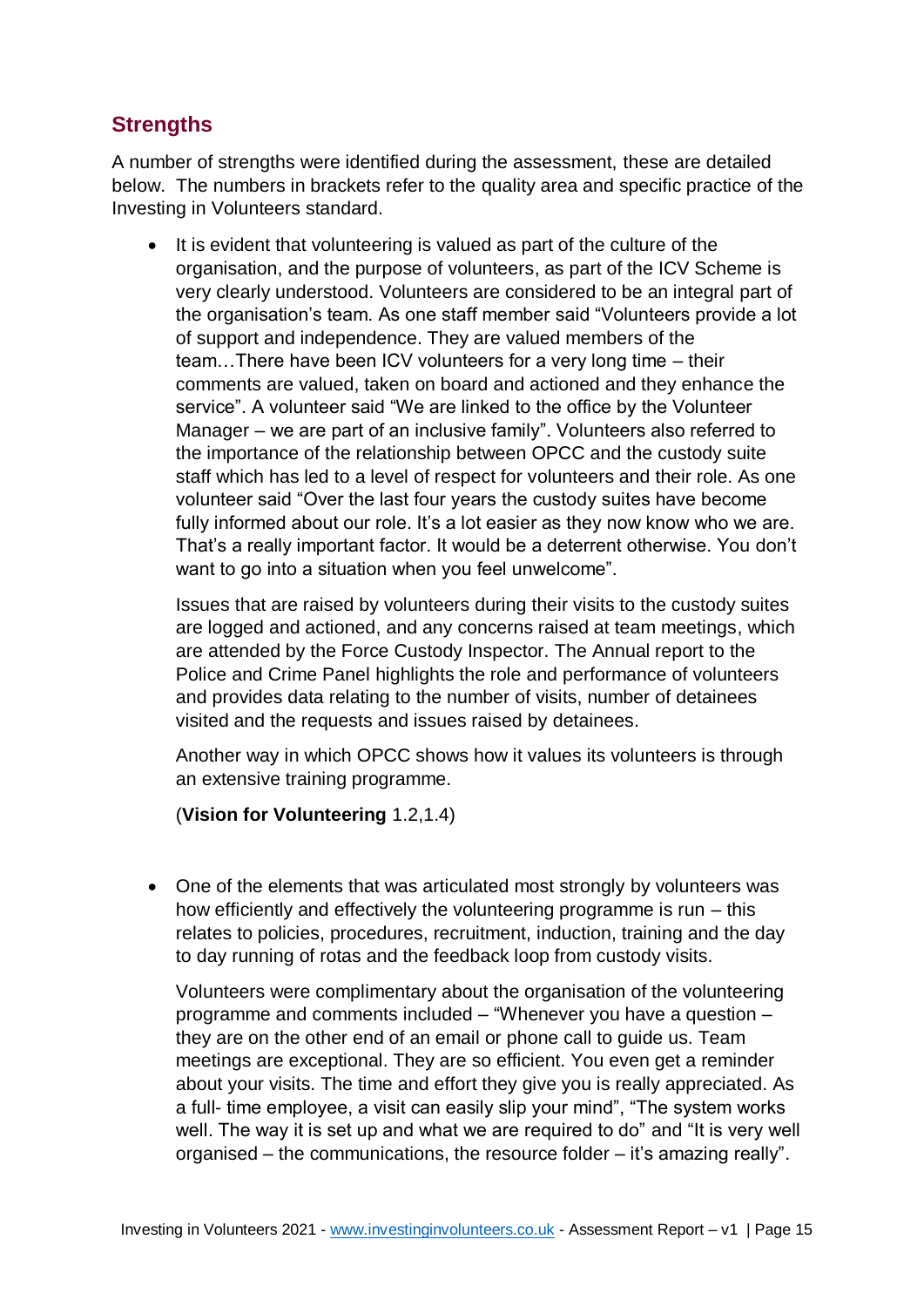## Strengths

A number of strengths were identified during the assessment, these are detailed below. The numbers in brackets refer to the quality area and specific practice of the Investing in Volunteers standard.

- It is evident that volunteering is valued as part of the culture of the organisation, and the purpose of volunteers, as part of the ICV Scheme is very clearly understood. Volunteers are considered to be an integral part of the organisation's team. As one staff member said "Volunteers provide a lot of support and independence. They are valued members of the team…There have been ICV volunteers for a very long time – their comments are valued, taken on board and actioned and they enhance the service". A volunteer said "We are linked to the office by the Volunteer Manager – we are part of an inclusive family". Volunteers also referred to the importance of the relationship between OPCC and the custody suite staff which has led to a level of respect for volunteers and their role. As one volunteer said "Over the last four years the custody suites have become fully informed about our role. It's a lot easier as they now know who we are. That's a really important factor. It would be a deterrent otherwise. You don't want to go into a situation when you feel unwelcome".

  Issues that are raised by volunteers during their visits to the custody suites are logged and actioned, and any concerns raised at team meetings, which are attended by the Force Custody Inspector. The Annual report to the Police and Crime Panel highlights the role and performance of volunteers and provides data relating to the number of visits, number of detainees visited and the requests and issues raised by detainees.

  Another way in which OPCC shows how it values its volunteers is through an extensive training programme.

  (**Vision for Volunteering** 1.2,1.4)

- One of the elements that was articulated most strongly by volunteers was how efficiently and effectively the volunteering programme is run – this relates to policies, procedures, recruitment, induction, training and the day to day running of rotas and the feedback loop from custody visits.

  Volunteers were complimentary about the organisation of the volunteering programme and comments included – "Whenever you have a question – they are on the other end of an email or phone call to guide us. Team meetings are exceptional. They are so efficient. You even get a reminder about your visits. The time and effort they give you is really appreciated. As a full- time employee, a visit can easily slip your mind", "The system works well. The way it is set up and what we are required to do" and "It is very well organised – the communications, the resource folder – it's amazing really".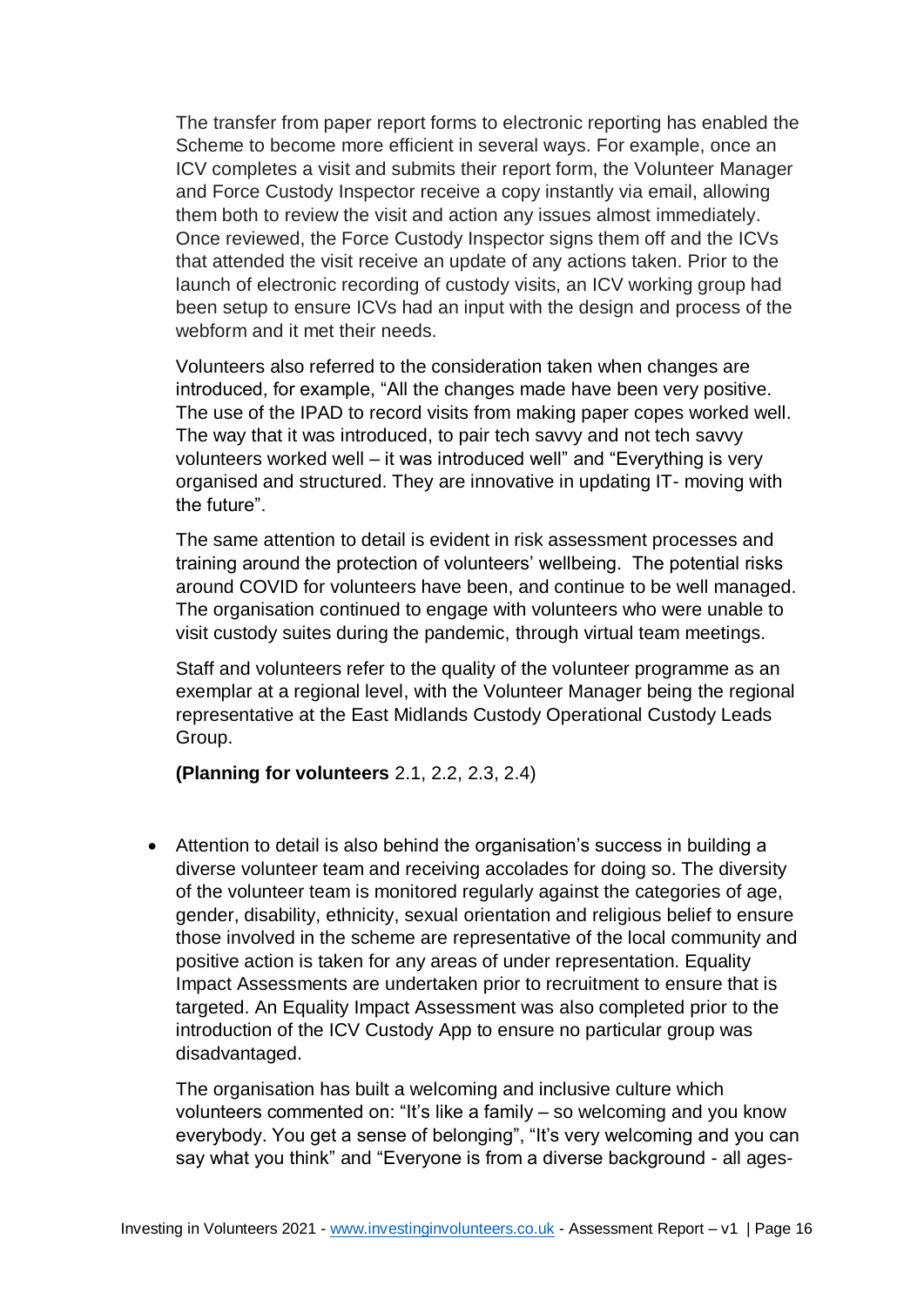The transfer from paper report forms to electronic reporting has enabled the Scheme to become more efficient in several ways. For example, once an ICV completes a visit and submits their report form, the Volunteer Manager and Force Custody Inspector receive a copy instantly via email, allowing them both to review the visit and action any issues almost immediately. Once reviewed, the Force Custody Inspector signs them off and the ICVs that attended the visit receive an update of any actions taken. Prior to the launch of electronic recording of custody visits, an ICV working group had been setup to ensure ICVs had an input with the design and process of the webform and it met their needs.

Volunteers also referred to the consideration taken when changes are introduced, for example, "All the changes made have been very positive. The use of the IPAD to record visits from making paper copes worked well. The way that it was introduced, to pair tech savvy and not tech savvy volunteers worked well – it was introduced well" and "Everything is very organised and structured. They are innovative in updating IT- moving with the future".

The same attention to detail is evident in risk assessment processes and training around the protection of volunteers' wellbeing. The potential risks around COVID for volunteers have been, and continue to be well managed. The organisation continued to engage with volunteers who were unable to visit custody suites during the pandemic, through virtual team meetings.

Staff and volunteers refer to the quality of the volunteer programme as an exemplar at a regional level, with the Volunteer Manager being the regional representative at the East Midlands Custody Operational Custody Leads Group.

**(Planning for volunteers** 2.1, 2.2, 2.3, 2.4)

- Attention to detail is also behind the organisation's success in building a diverse volunteer team and receiving accolades for doing so. The diversity of the volunteer team is monitored regularly against the categories of age, gender, disability, ethnicity, sexual orientation and religious belief to ensure those involved in the scheme are representative of the local community and positive action is taken for any areas of under representation. Equality Impact Assessments are undertaken prior to recruitment to ensure that is targeted. An Equality Impact Assessment was also completed prior to the introduction of the ICV Custody App to ensure no particular group was disadvantaged.

  The organisation has built a welcoming and inclusive culture which volunteers commented on: "It's like a family – so welcoming and you know everybody. You get a sense of belonging", "It's very welcoming and you can say what you think" and "Everyone is from a diverse background - all ages-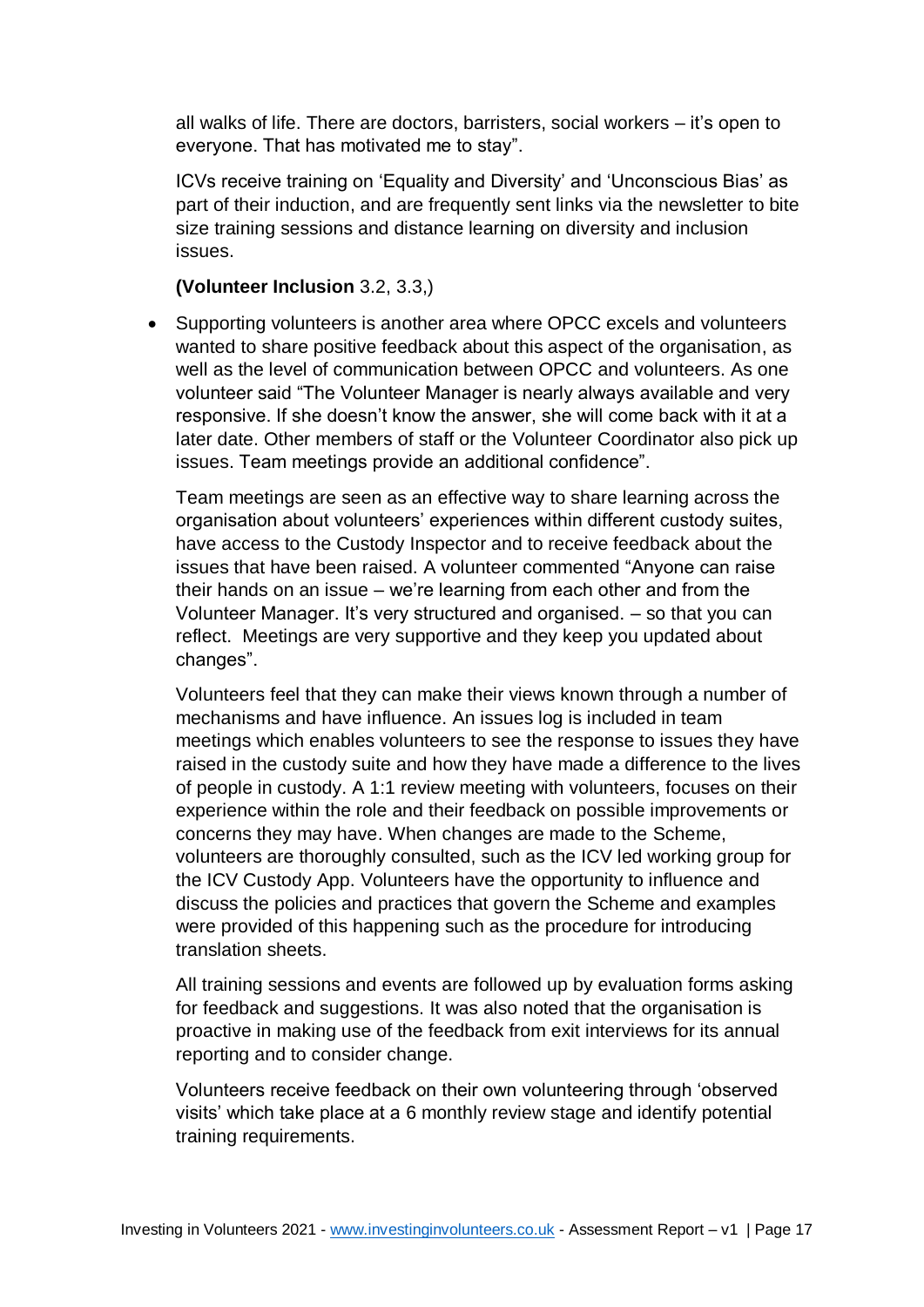all walks of life. There are doctors, barristers, social workers – it's open to everyone. That has motivated me to stay".

ICVs receive training on 'Equality and Diversity' and 'Unconscious Bias' as part of their induction, and are frequently sent links via the newsletter to bite size training sessions and distance learning on diversity and inclusion issues.

**(Volunteer Inclusion** 3.2, 3.3,)

- Supporting volunteers is another area where OPCC excels and volunteers wanted to share positive feedback about this aspect of the organisation, as well as the level of communication between OPCC and volunteers. As one volunteer said "The Volunteer Manager is nearly always available and very responsive. If she doesn't know the answer, she will come back with it at a later date. Other members of staff or the Volunteer Coordinator also pick up issues. Team meetings provide an additional confidence".

  Team meetings are seen as an effective way to share learning across the organisation about volunteers' experiences within different custody suites, have access to the Custody Inspector and to receive feedback about the issues that have been raised. A volunteer commented "Anyone can raise their hands on an issue – we're learning from each other and from the Volunteer Manager. It's very structured and organised. – so that you can reflect. Meetings are very supportive and they keep you updated about changes".

  Volunteers feel that they can make their views known through a number of mechanisms and have influence. An issues log is included in team meetings which enables volunteers to see the response to issues they have raised in the custody suite and how they have made a difference to the lives of people in custody. A 1:1 review meeting with volunteers, focuses on their experience within the role and their feedback on possible improvements or concerns they may have. When changes are made to the Scheme, volunteers are thoroughly consulted, such as the ICV led working group for the ICV Custody App. Volunteers have the opportunity to influence and discuss the policies and practices that govern the Scheme and examples were provided of this happening such as the procedure for introducing translation sheets.

  All training sessions and events are followed up by evaluation forms asking for feedback and suggestions. It was also noted that the organisation is proactive in making use of the feedback from exit interviews for its annual reporting and to consider change.

  Volunteers receive feedback on their own volunteering through 'observed visits' which take place at a 6 monthly review stage and identify potential training requirements.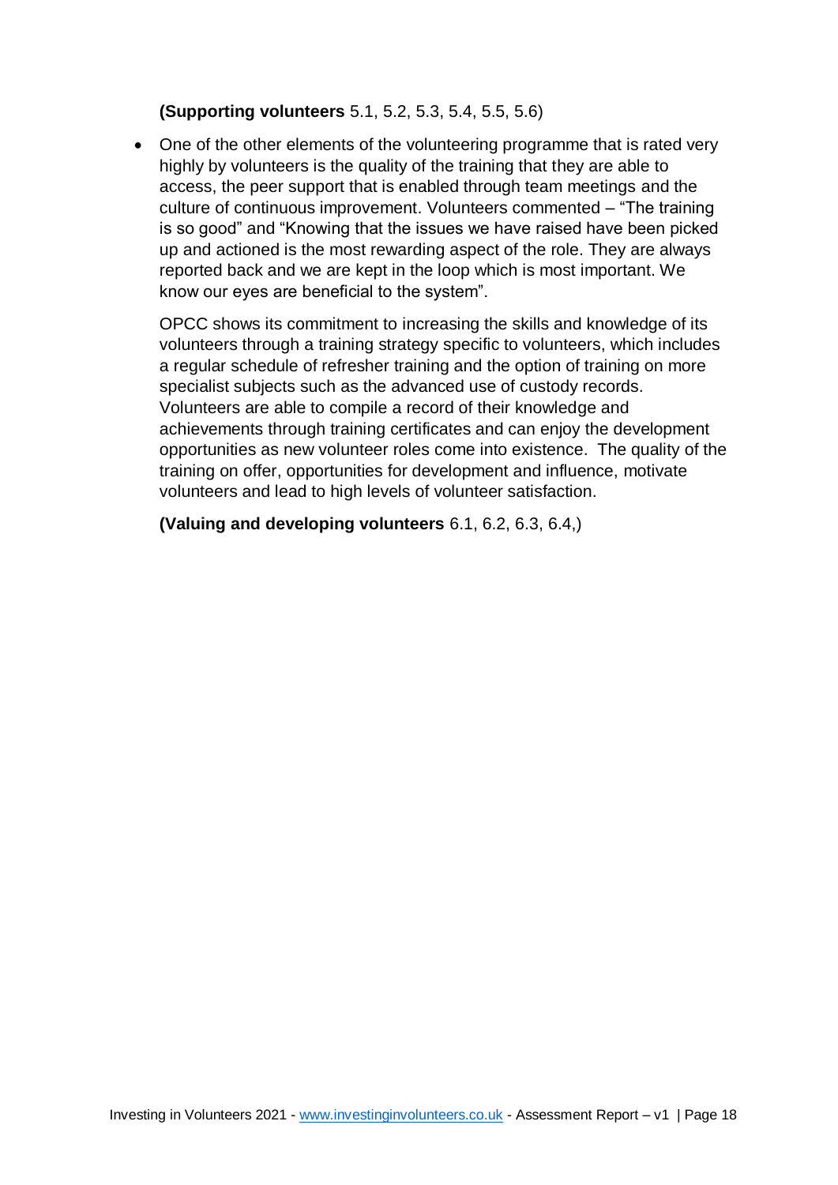**(Supporting volunteers** 5.1, 5.2, 5.3, 5.4, 5.5, 5.6)

- One of the other elements of the volunteering programme that is rated very highly by volunteers is the quality of the training that they are able to access, the peer support that is enabled through team meetings and the culture of continuous improvement. Volunteers commented – "The training is so good" and "Knowing that the issues we have raised have been picked up and actioned is the most rewarding aspect of the role. They are always reported back and we are kept in the loop which is most important. We know our eyes are beneficial to the system".

  OPCC shows its commitment to increasing the skills and knowledge of its volunteers through a training strategy specific to volunteers, which includes a regular schedule of refresher training and the option of training on more specialist subjects such as the advanced use of custody records. Volunteers are able to compile a record of their knowledge and achievements through training certificates and can enjoy the development opportunities as new volunteer roles come into existence. The quality of the training on offer, opportunities for development and influence, motivate volunteers and lead to high levels of volunteer satisfaction.

  **(Valuing and developing volunteers** 6.1, 6.2, 6.3, 6.4,)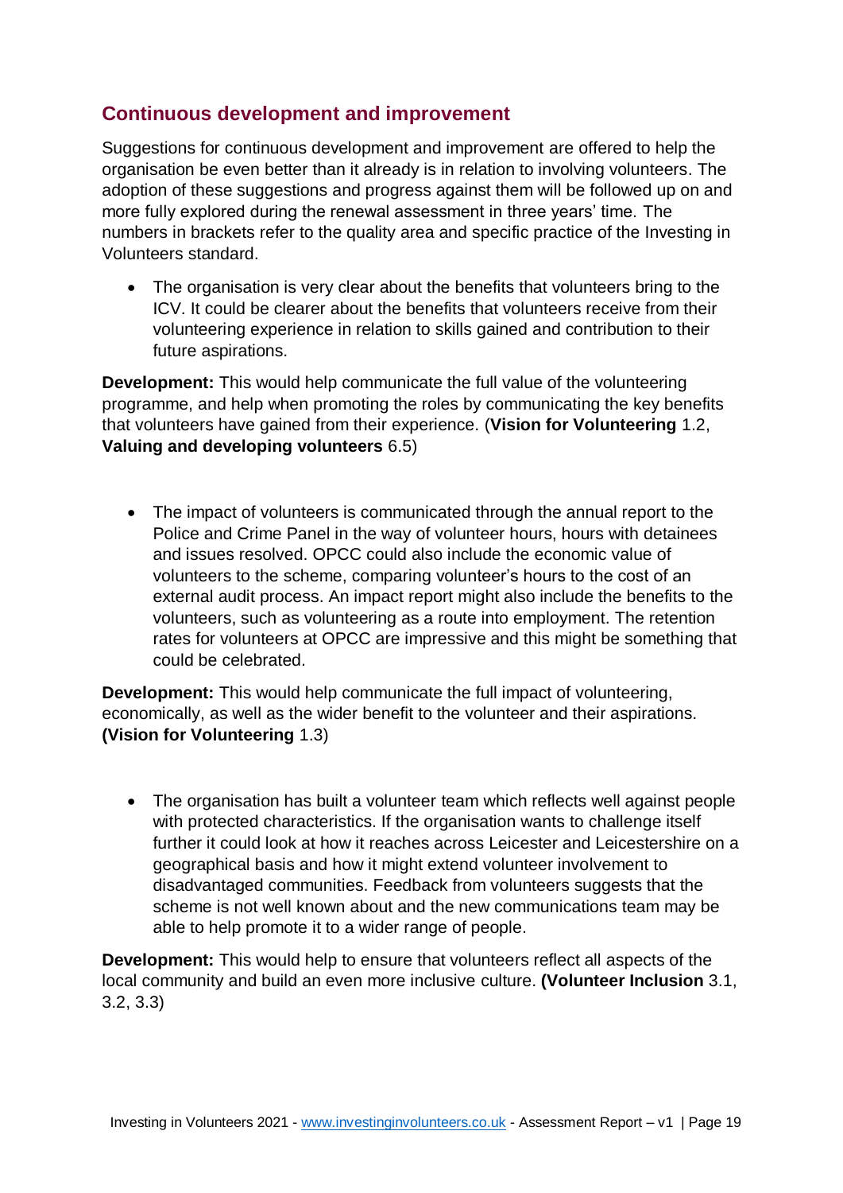## Continuous development and improvement

Suggestions for continuous development and improvement are offered to help the organisation be even better than it already is in relation to involving volunteers. The adoption of these suggestions and progress against them will be followed up on and more fully explored during the renewal assessment in three years' time. The numbers in brackets refer to the quality area and specific practice of the Investing in Volunteers standard.

- The organisation is very clear about the benefits that volunteers bring to the ICV. It could be clearer about the benefits that volunteers receive from their volunteering experience in relation to skills gained and contribution to their future aspirations.

**Development:** This would help communicate the full value of the volunteering programme, and help when promoting the roles by communicating the key benefits that volunteers have gained from their experience. (**Vision for Volunteering** 1.2, **Valuing and developing volunteers** 6.5)

- The impact of volunteers is communicated through the annual report to the Police and Crime Panel in the way of volunteer hours, hours with detainees and issues resolved. OPCC could also include the economic value of volunteers to the scheme, comparing volunteer's hours to the cost of an external audit process. An impact report might also include the benefits to the volunteers, such as volunteering as a route into employment. The retention rates for volunteers at OPCC are impressive and this might be something that could be celebrated.

**Development:** This would help communicate the full impact of volunteering, economically, as well as the wider benefit to the volunteer and their aspirations. **(Vision for Volunteering** 1.3)

- The organisation has built a volunteer team which reflects well against people with protected characteristics. If the organisation wants to challenge itself further it could look at how it reaches across Leicester and Leicestershire on a geographical basis and how it might extend volunteer involvement to disadvantaged communities. Feedback from volunteers suggests that the scheme is not well known about and the new communications team may be able to help promote it to a wider range of people.

**Development:** This would help to ensure that volunteers reflect all aspects of the local community and build an even more inclusive culture. **(Volunteer Inclusion** 3.1, 3.2, 3.3)